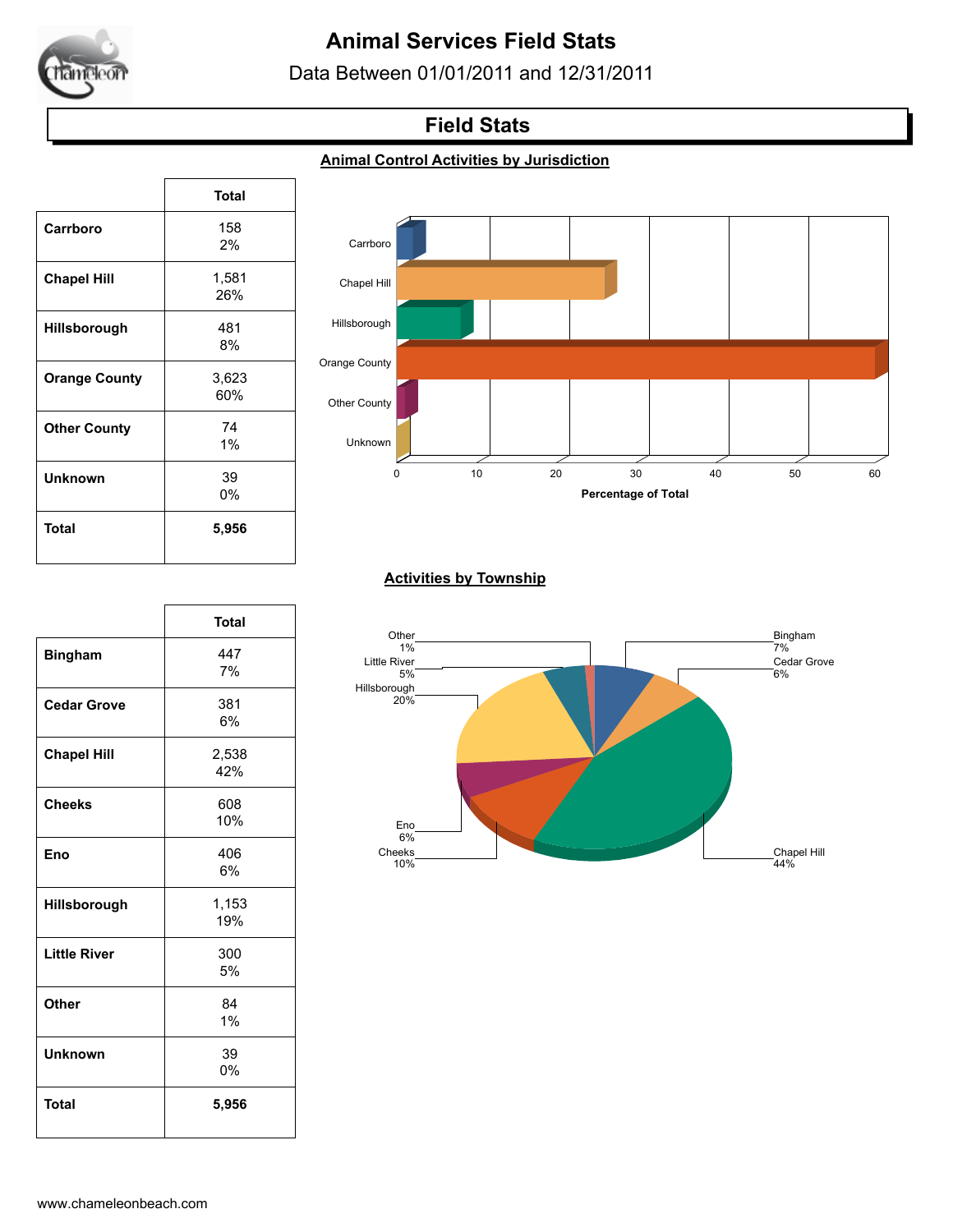# Animal Services Field Stats

Data Between 01/01/2011 and 12/31/2011

## Field Stats

### Animal Control Activities by Jurisdiction

| | Total |
|---|---|
| **Carrboro** | 158<br>2% |
| **Chapel Hill** | 1,581<br>26% |
| **Hillsborough** | 481<br>8% |
| **Orange County** | 3,623<br>60% |
| **Other County** | 74<br>1% |
| **Unknown** | 39<br>0% |
| **Total** | **5,956** |

### Activities by Township

| | Total |
|---|---|
| **Bingham** | 447<br>7% |
| **Cedar Grove** | 381<br>6% |
| **Chapel Hill** | 2,538<br>42% |
| **Cheeks** | 608<br>10% |
| **Eno** | 406<br>6% |
| **Hillsborough** | 1,153<br>19% |
| **Little River** | 300<br>5% |
| **Other** | 84<br>1% |
| **Unknown** | 39<br>0% |
| **Total** | **5,956** |

www.chameleonbeach.com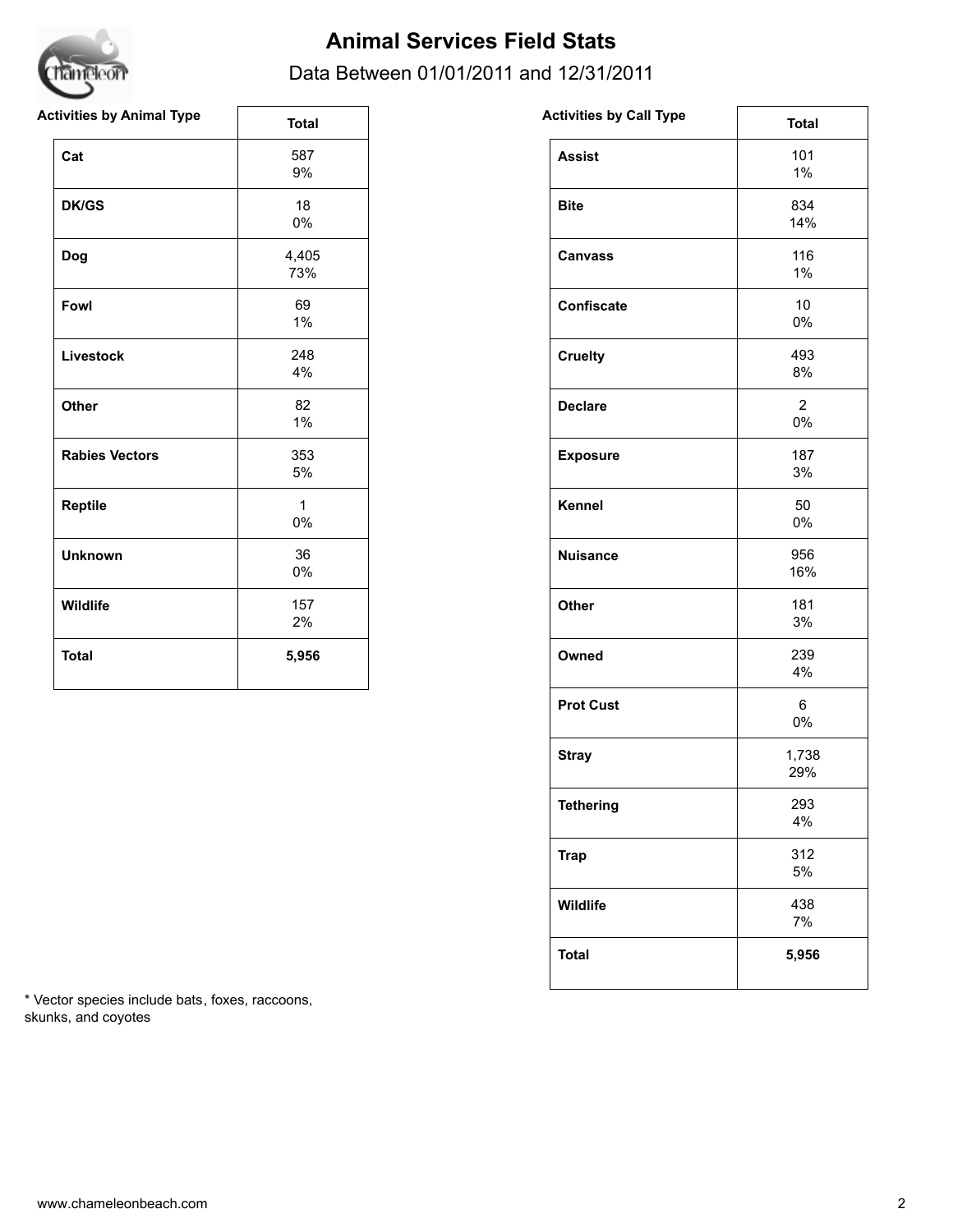# Animal Services Field Stats

Data Between 01/01/2011 and 12/31/2011

| Activities by Animal Type | Total |
|---|---|
| **Cat** | 587<br>9% |
| **DK/GS** | 18<br>0% |
| **Dog** | 4,405<br>73% |
| **Fowl** | 69<br>1% |
| **Livestock** | 248<br>4% |
| **Other** | 82<br>1% |
| **Rabies Vectors** | 353<br>5% |
| **Reptile** | 1<br>0% |
| **Unknown** | 36<br>0% |
| **Wildlife** | 157<br>2% |
| **Total** | **5,956** |

| Activities by Call Type | Total |
|---|---|
| **Assist** | 101<br>1% |
| **Bite** | 834<br>14% |
| **Canvass** | 116<br>1% |
| **Confiscate** | 10<br>0% |
| **Cruelty** | 493<br>8% |
| **Declare** | 2<br>0% |
| **Exposure** | 187<br>3% |
| **Kennel** | 50<br>0% |
| **Nuisance** | 956<br>16% |
| **Other** | 181<br>3% |
| **Owned** | 239<br>4% |
| **Prot Cust** | 6<br>0% |
| **Stray** | 1,738<br>29% |
| **Tethering** | 293<br>4% |
| **Trap** | 312<br>5% |
| **Wildlife** | 438<br>7% |
| **Total** | **5,956** |

* Vector species include bats, foxes, raccoons, skunks, and coyotes

www.chameleonbeach.com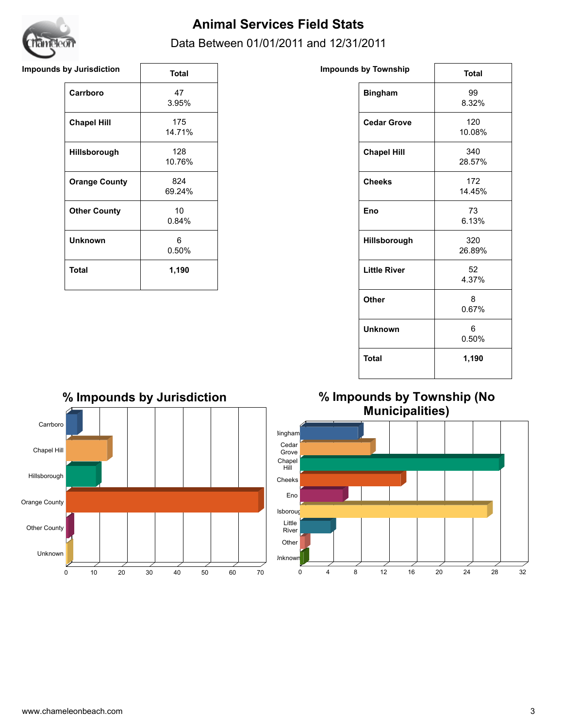# Animal Services Field Stats

Data Between 01/01/2011 and 12/31/2011

**Impounds by Jurisdiction**

| | Total |
|---|---|
| **Carrboro** | 47<br>3.95% |
| **Chapel Hill** | 175<br>14.71% |
| **Hillsborough** | 128<br>10.76% |
| **Orange County** | 824<br>69.24% |
| **Other County** | 10<br>0.84% |
| **Unknown** | 6<br>0.50% |
| **Total** | **1,190** |

**Impounds by Township**

| | Total |
|---|---|
| **Bingham** | 99<br>8.32% |
| **Cedar Grove** | 120<br>10.08% |
| **Chapel Hill** | 340<br>28.57% |
| **Cheeks** | 172<br>14.45% |
| **Eno** | 73<br>6.13% |
| **Hillsborough** | 320<br>26.89% |
| **Little River** | 52<br>4.37% |
| **Other** | 8<br>0.67% |
| **Unknown** | 6<br>0.50% |
| **Total** | **1,190** |

## % Impounds by Jurisdiction

Carrboro
Chapel Hill
Hillsborough
Orange County
Other County
Unknown

0 10 20 30 40 50 60 70

## % Impounds by Township (No Municipalities)

Bingham
Cedar Grove
Chapel Hill
Cheeks
Eno
Hillsborough
Little River
Other
Unknown

0 4 8 12 16 20 24 28 32

www.chameleonbeach.com